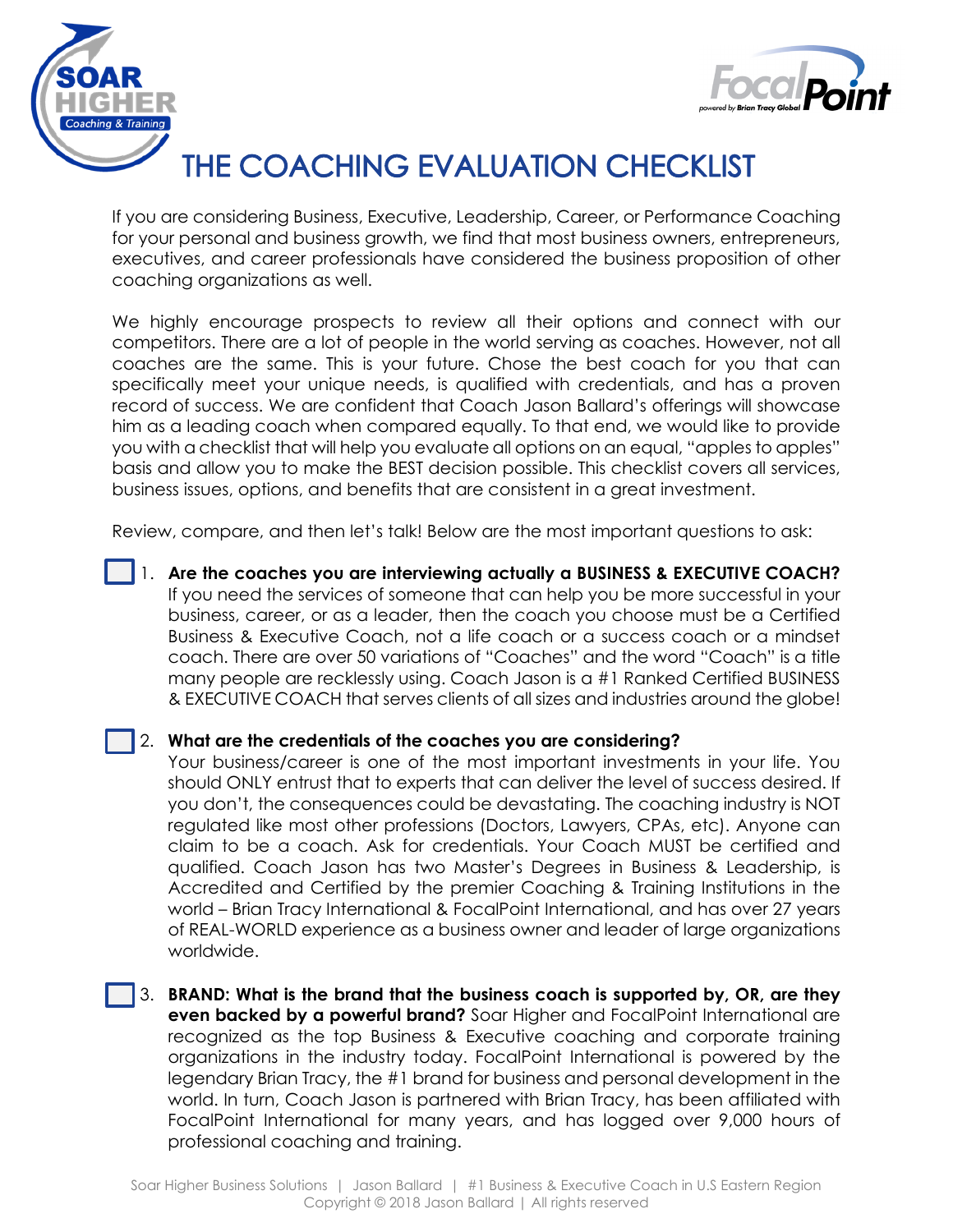# THE COACHING EVALUATION CHECKLIST

If you are considering Business, Executive, Leadership, Career, or Performance Coaching for your personal and business growth, we find that most business owners, entrepreneurs, executives, and career professionals have considered the business proposition of other coaching organizations as well.

We highly encourage prospects to review all their options and connect with our competitors. There are a lot of people in the world serving as coaches. However, not all coaches are the same. This is your future. Chose the best coach for you that can specifically meet your unique needs, is qualified with credentials, and has a proven record of success. We are confident that Coach Jason Ballard's offerings will showcase him as a leading coach when compared equally. To that end, we would like to provide you with a checklist that will help you evaluate all options on an equal, "apples to apples" basis and allow you to make the BEST decision possible. This checklist covers all services, business issues, options, and benefits that are consistent in a great investment.

Review, compare, and then let's talk! Below are the most important questions to ask:

- [ ] 1. **Are the coaches you are interviewing actually a BUSINESS & EXECUTIVE COACH?** If you need the services of someone that can help you be more successful in your business, career, or as a leader, then the coach you choose must be a Certified Business & Executive Coach, not a life coach or a success coach or a mindset coach. There are over 50 variations of "Coaches" and the word "Coach" is a title many people are recklessly using. Coach Jason is a #1 Ranked Certified BUSINESS & EXECUTIVE COACH that serves clients of all sizes and industries around the globe!

- [ ] 2. **What are the credentials of the coaches you are considering?** Your business/career is one of the most important investments in your life. You should ONLY entrust that to experts that can deliver the level of success desired. If you don't, the consequences could be devastating. The coaching industry is NOT regulated like most other professions (Doctors, Lawyers, CPAs, etc). Anyone can claim to be a coach. Ask for credentials. Your Coach MUST be certified and qualified. Coach Jason has two Master's Degrees in Business & Leadership, is Accredited and Certified by the premier Coaching & Training Institutions in the world – Brian Tracy International & FocalPoint International, and has over 27 years of REAL-WORLD experience as a business owner and leader of large organizations worldwide.

- [ ] 3. **BRAND: What is the brand that the business coach is supported by, OR, are they even backed by a powerful brand?** Soar Higher and FocalPoint International are recognized as the top Business & Executive coaching and corporate training organizations in the industry today. FocalPoint International is powered by the legendary Brian Tracy, the #1 brand for business and personal development in the world. In turn, Coach Jason is partnered with Brian Tracy, has been affiliated with FocalPoint International for many years, and has logged over 9,000 hours of professional coaching and training.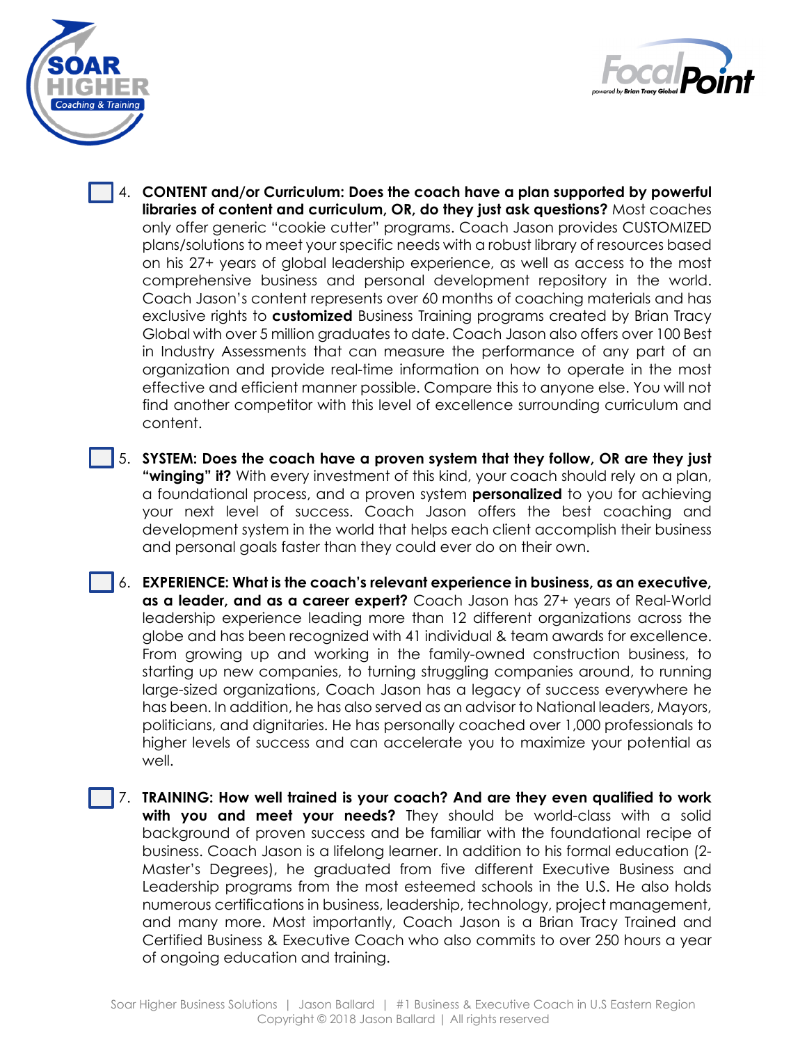4. **CONTENT and/or Curriculum: Does the coach have a plan supported by powerful libraries of content and curriculum, OR, do they just ask questions?** Most coaches only offer generic "cookie cutter" programs. Coach Jason provides CUSTOMIZED plans/solutions to meet your specific needs with a robust library of resources based on his 27+ years of global leadership experience, as well as access to the most comprehensive business and personal development repository in the world. Coach Jason's content represents over 60 months of coaching materials and has exclusive rights to **customized** Business Training programs created by Brian Tracy Global with over 5 million graduates to date. Coach Jason also offers over 100 Best in Industry Assessments that can measure the performance of any part of an organization and provide real-time information on how to operate in the most effective and efficient manner possible. Compare this to anyone else. You will not find another competitor with this level of excellence surrounding curriculum and content.

5. **SYSTEM: Does the coach have a proven system that they follow, OR are they just "winging" it?** With every investment of this kind, your coach should rely on a plan, a foundational process, and a proven system **personalized** to you for achieving your next level of success. Coach Jason offers the best coaching and development system in the world that helps each client accomplish their business and personal goals faster than they could ever do on their own.

6. **EXPERIENCE: What is the coach's relevant experience in business, as an executive, as a leader, and as a career expert?** Coach Jason has 27+ years of Real-World leadership experience leading more than 12 different organizations across the globe and has been recognized with 41 individual & team awards for excellence. From growing up and working in the family-owned construction business, to starting up new companies, to turning struggling companies around, to running large-sized organizations, Coach Jason has a legacy of success everywhere he has been. In addition, he has also served as an advisor to National leaders, Mayors, politicians, and dignitaries. He has personally coached over 1,000 professionals to higher levels of success and can accelerate you to maximize your potential as well.

7. **TRAINING: How well trained is your coach? And are they even qualified to work with you and meet your needs?** They should be world-class with a solid background of proven success and be familiar with the foundational recipe of business. Coach Jason is a lifelong learner. In addition to his formal education (2-Master's Degrees), he graduated from five different Executive Business and Leadership programs from the most esteemed schools in the U.S. He also holds numerous certifications in business, leadership, technology, project management, and many more. Most importantly, Coach Jason is a Brian Tracy Trained and Certified Business & Executive Coach who also commits to over 250 hours a year of ongoing education and training.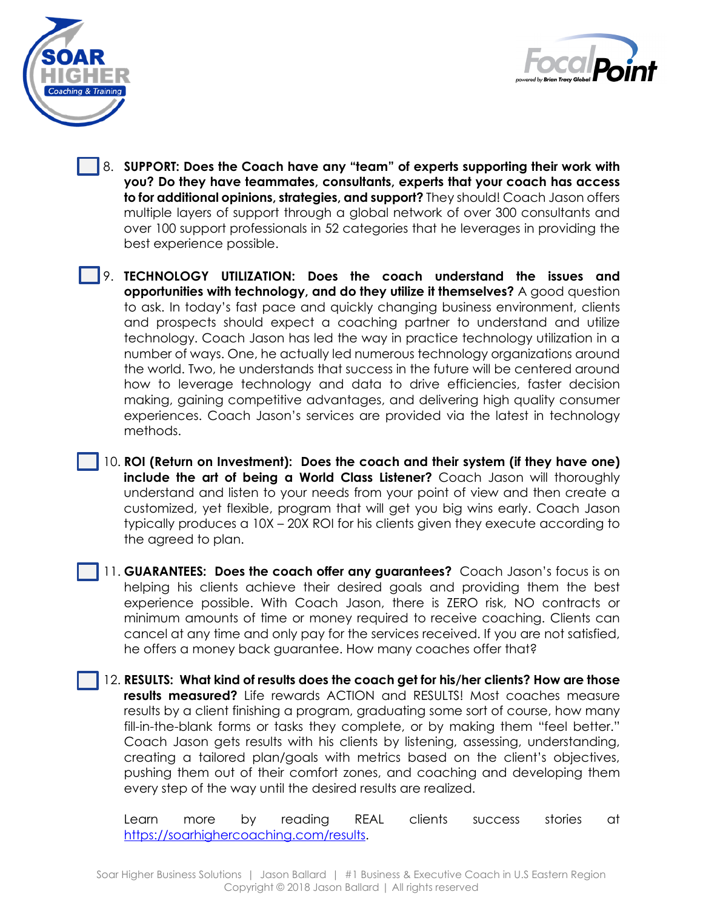- [ ] 8. **SUPPORT: Does the Coach have any "team" of experts supporting their work with you? Do they have teammates, consultants, experts that your coach has access to for additional opinions, strategies, and support?** They should! Coach Jason offers multiple layers of support through a global network of over 300 consultants and over 100 support professionals in 52 categories that he leverages in providing the best experience possible.

- [ ] 9. **TECHNOLOGY UTILIZATION: Does the coach understand the issues and opportunities with technology, and do they utilize it themselves?** A good question to ask. In today's fast pace and quickly changing business environment, clients and prospects should expect a coaching partner to understand and utilize technology. Coach Jason has led the way in practice technology utilization in a number of ways. One, he actually led numerous technology organizations around the world. Two, he understands that success in the future will be centered around how to leverage technology and data to drive efficiencies, faster decision making, gaining competitive advantages, and delivering high quality consumer experiences. Coach Jason's services are provided via the latest in technology methods.

- [ ] 10. **ROI (Return on Investment): Does the coach and their system (if they have one) include the art of being a World Class Listener?** Coach Jason will thoroughly understand and listen to your needs from your point of view and then create a customized, yet flexible, program that will get you big wins early. Coach Jason typically produces a 10X – 20X ROI for his clients given they execute according to the agreed to plan.

- [ ] 11. **GUARANTEES: Does the coach offer any guarantees?** Coach Jason's focus is on helping his clients achieve their desired goals and providing them the best experience possible. With Coach Jason, there is ZERO risk, NO contracts or minimum amounts of time or money required to receive coaching. Clients can cancel at any time and only pay for the services received. If you are not satisfied, he offers a money back guarantee. How many coaches offer that?

- [ ] 12. **RESULTS: What kind of results does the coach get for his/her clients? How are those results measured?** Life rewards ACTION and RESULTS! Most coaches measure results by a client finishing a program, graduating some sort of course, how many fill-in-the-blank forms or tasks they complete, or by making them "feel better." Coach Jason gets results with his clients by listening, assessing, understanding, creating a tailored plan/goals with metrics based on the client's objectives, pushing them out of their comfort zones, and coaching and developing them every step of the way until the desired results are realized.

  Learn more by reading REAL clients success stories at [https://soarhighercoaching.com/results](https://soarhighercoaching.com/results).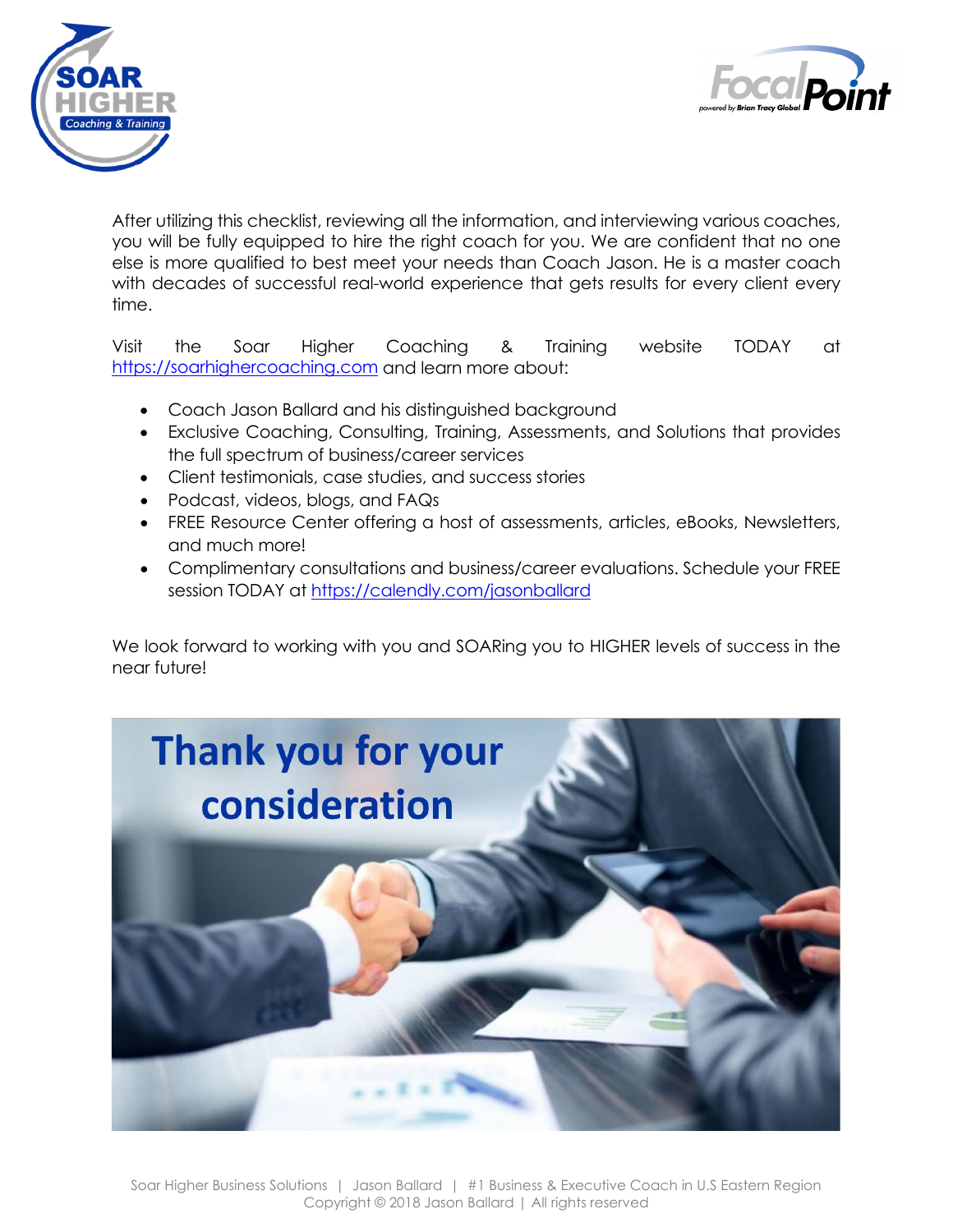After utilizing this checklist, reviewing all the information, and interviewing various coaches, you will be fully equipped to hire the right coach for you. We are confident that no one else is more qualified to best meet your needs than Coach Jason. He is a master coach with decades of successful real-world experience that gets results for every client every time.

Visit the Soar Higher Coaching & Training website TODAY at https://soarhighercoaching.com and learn more about:

- Coach Jason Ballard and his distinguished background
- Exclusive Coaching, Consulting, Training, Assessments, and Solutions that provides the full spectrum of business/career services
- Client testimonials, case studies, and success stories
- Podcast, videos, blogs, and FAQs
- FREE Resource Center offering a host of assessments, articles, eBooks, Newsletters, and much more!
- Complimentary consultations and business/career evaluations. Schedule your FREE session TODAY at https://calendly.com/jasonballard

We look forward to working with you and SOARing you to HIGHER levels of success in the near future!

**Thank you for your consideration**

Soar Higher Business Solutions | Jason Ballard | #1 Business & Executive Coach in U.S Eastern Region
Copyright © 2018 Jason Ballard | All rights reserved